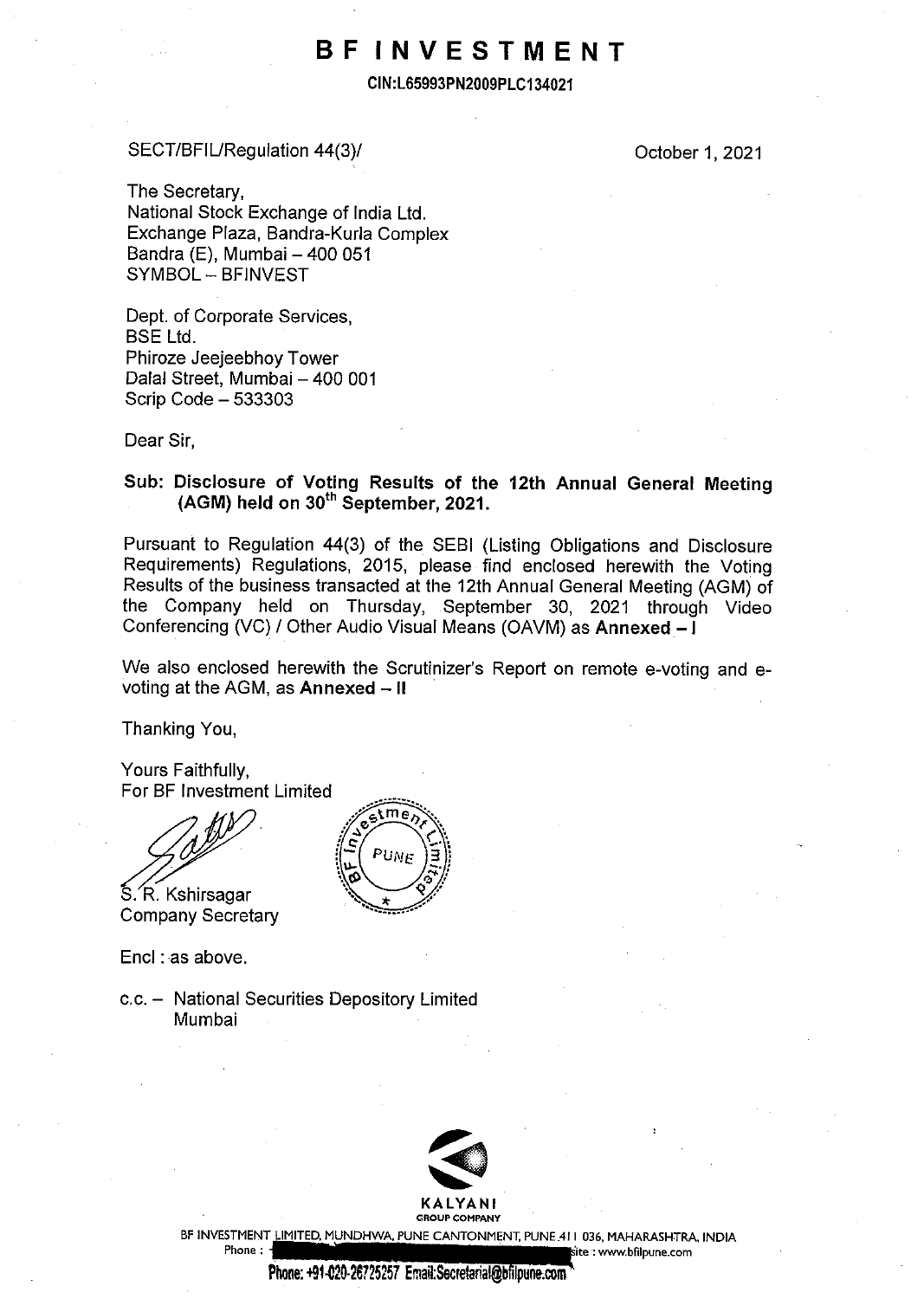# BF INVESTMENT

**CIN:L65993PN2009PLC134021**

SECT/BFIL/Regulation 44(3)/

October 1, 2021

The Secretary,
National Stock Exchange of India Ltd.
Exchange Plaza, Bandra-Kurla Complex
Bandra (E), Mumbai – 400 051
SYMBOL – BFINVEST

Dept. of Corporate Services,
BSE Ltd.
Phiroze Jeejeebhoy Tower
Dalal Street, Mumbai – 400 001
Scrip Code – 533303

Dear Sir,

**Sub: Disclosure of Voting Results of the 12th Annual General Meeting (AGM) held on 30th September, 2021.**

Pursuant to Regulation 44(3) of the SEBI (Listing Obligations and Disclosure Requirements) Regulations, 2015, please find enclosed herewith the Voting Results of the business transacted at the 12th Annual General Meeting (AGM) of the Company held on Thursday, September 30, 2021 through Video Conferencing (VC) / Other Audio Visual Means (OAVM) as **Annexed – I**

We also enclosed herewith the Scrutinizer's Report on remote e-voting and e-voting at the AGM, as **Annexed – II**

Thanking You,

Yours Faithfully,
For BF Investment Limited

S. R. Kshirsagar
Company Secretary

Encl : as above.

c.c. – National Securities Depository Limited
Mumbai

KALYANI GROUP COMPANY

BF INVESTMENT LIMITED, MUNDHWA, PUNE CANTONMENT, PUNE 411 036, MAHARASHTRA, INDIA
Phone : ite : www.bfilpune.com

Phone: +91-020-26725257 Email:Secretarial@bfilpune.com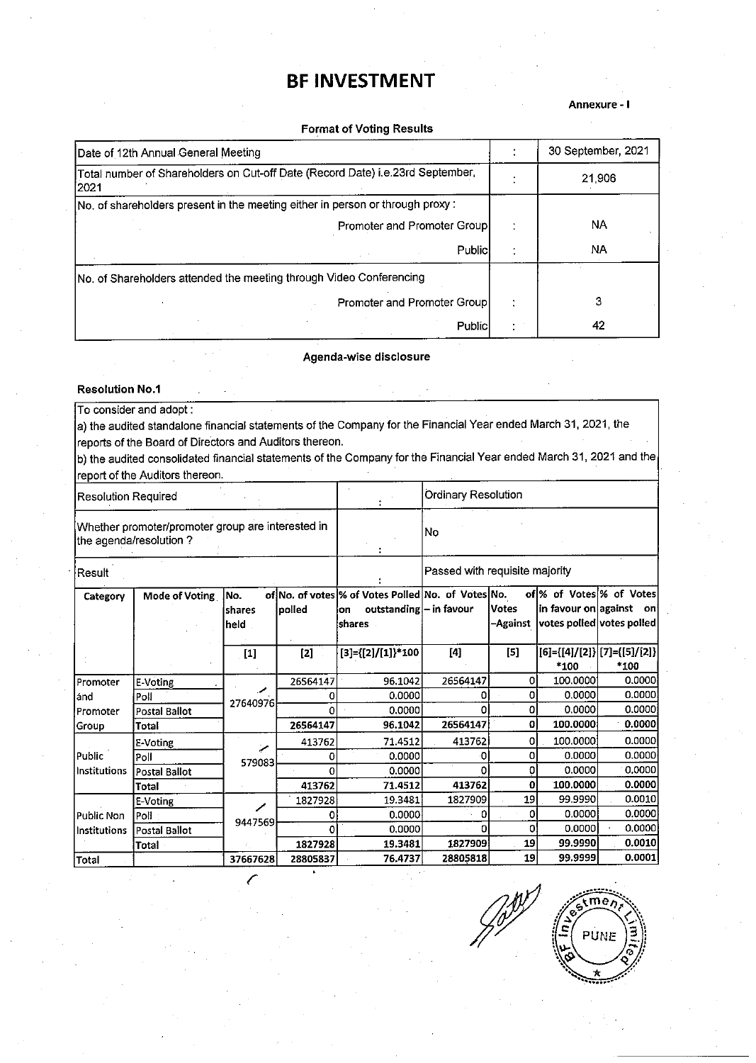# BF INVESTMENT

**Annexure - I**

**Format of Voting Results**

| | | |
|---|---|---|
| Date of 12th Annual General Meeting | : | 30 September, 2021 |
| Total number of Shareholders on Cut-off Date (Record Date) i.e.23rd September, 2021 | : | 21,906 |
| No. of shareholders present in the meeting either in person or through proxy : | | |
| Promoter and Promoter Group | : | NA |
| Public | : | NA |
| No. of Shareholders attended the meeting through Video Conferencing | | |
| Promoter and Promoter Group | : | 3 |
| Public | : | 42 |

**Agenda-wise disclosure**

**Resolution No.1**

To consider and adopt :

a) the audited standalone financial statements of the Company for the Financial Year ended March 31, 2021, the reports of the Board of Directors and Auditors thereon.

b) the audited consolidated financial statements of the Company for the Financial Year ended March 31, 2021 and the report of the Auditors thereon.

| | | |
|---|---|---|
| Resolution Required | : | Ordinary Resolution |
| Whether promoter/promoter group are interested in the agenda/resolution ? | : | No |
| Result | : | Passed with requisite majority |

| Category | Mode of Voting | No. of shares held | No. of votes polled | % of Votes Polled on outstanding shares | No. of Votes – in favour | No. of Votes –Against | % of Votes in favour on votes polled | % of Votes against on votes polled |
|---|---|---|---|---|---|---|---|---|
| | | [1] | [2] | [3]={[2]/[1]}*100 | [4] | [5] | [6]={[4]/[2]}*100 | [7]={[5]/[2]}*100 |
| Promoter and Promoter Group | E-Voting | 27640976 | 26564147 | 96.1042 | 26564147 | 0 | 100.0000 | 0.0000 |
| | Poll | | 0 | 0.0000 | 0 | 0 | 0.0000 | 0.0000 |
| | Postal Ballot | | 0 | 0.0000 | 0 | 0 | 0.0000 | 0.0000 |
| | Total | | 26564147 | 96.1042 | 26564147 | 0 | 100.0000 | 0.0000 |
| Public Institutions | E-Voting | 579083 | 413762 | 71.4512 | 413762 | 0 | 100.0000 | 0.0000 |
| | Poll | | 0 | 0.0000 | 0 | 0 | 0.0000 | 0.0000 |
| | Postal Ballot | | 0 | 0.0000 | 0 | 0 | 0.0000 | 0.0000 |
| | Total | | 413762 | 71.4512 | 413762 | 0 | 100.0000 | 0.0000 |
| Public Non Institutions | E-Voting | 9447569 | 1827928 | 19.3481 | 1827909 | 19 | 99.9990 | 0.0010 |
| | Poll | | 0 | 0.0000 | 0 | 0 | 0.0000 | 0.0000 |
| | Postal Ballot | | 0 | 0.0000 | 0 | 0 | 0.0000 | 0.0000 |
| | Total | | 1827928 | 19.3481 | 1827909 | 19 | 99.9990 | 0.0010 |
| Total | | 37667628 | 28805837 | 76.4737 | 28805818 | 19 | 99.9999 | 0.0001 |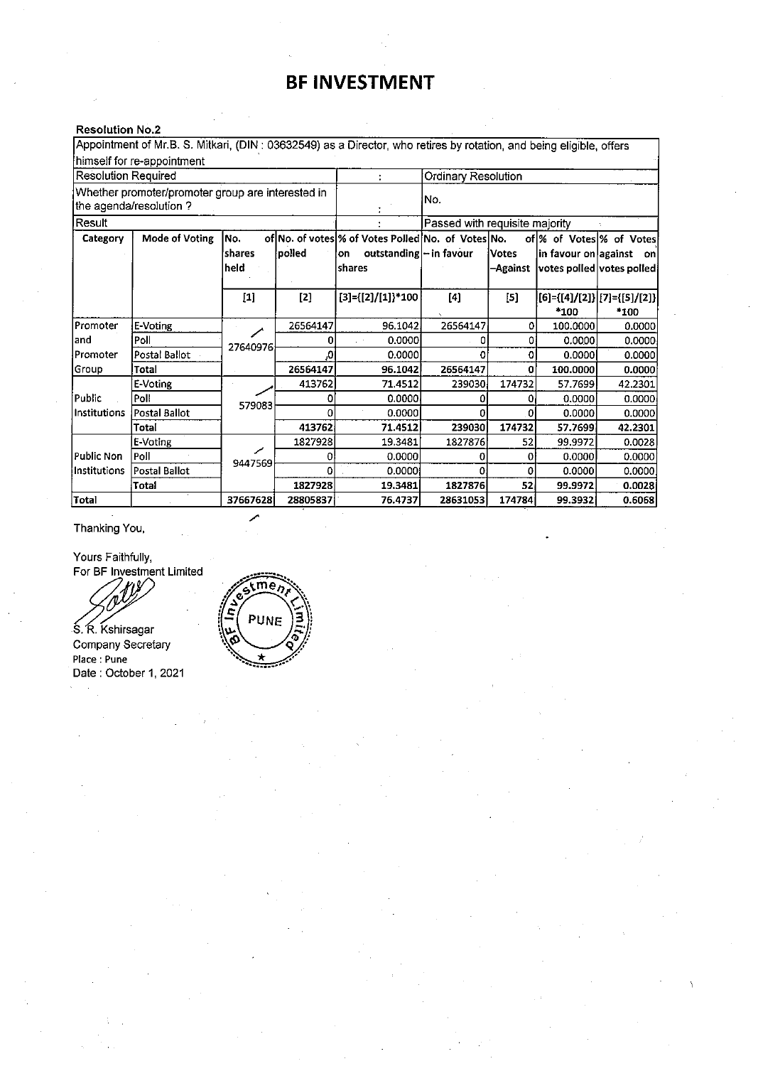# BF INVESTMENT

**Resolution No.2**

| Appointment of Mr.B. S. Mitkari, (DIN : 03632549) as a Director, who retires by rotation, and being eligible, offers himself for re-appointment | | | | | | | | |
|---|---|---|---|---|---|---|---|---|
| Resolution Required | | | | : | Ordinary Resolution | | | |
| Whether promoter/promoter group are interested in the agenda/resolution ? | | | | : | No. | | | |
| Result | | | | : | Passed with requisite majority | | | |
| **Category** | **Mode of Voting** | **No. of shares held** | **No. of votes polled** | **% of Votes Polled on outstanding shares** | **No. of Votes – in favour** | **No. of Votes –Against** | **% of Votes in favour on votes polled** | **% of Votes against on votes polled** |
| | | [1] | [2] | [3]={[2]/[1]}*100 | [4] | [5] | [6]={[4]/[2]}*100 | [7]={[5]/[2]}*100 |
| Promoter and Promoter Group | E-Voting | 27640976 | 26564147 | 96.1042 | 26564147 | 0 | 100.0000 | 0.0000 |
| | Poll | | 0 | 0.0000 | 0 | 0 | 0.0000 | 0.0000 |
| | Postal Ballot | | 0 | 0.0000 | 0 | 0 | 0.0000 | 0.0000 |
| | **Total** | | **26564147** | **96.1042** | **26564147** | **0** | **100.0000** | **0.0000** |
| Public Institutions | E-Voting | 579083 | 413762 | 71.4512 | 239030 | 174732 | 57.7699 | 42.2301 |
| | Poll | | 0 | 0.0000 | 0 | 0 | 0.0000 | 0.0000 |
| | Postal Ballot | | 0 | 0.0000 | 0 | 0 | 0.0000 | 0.0000 |
| | **Total** | | **413762** | **71.4512** | **239030** | **174732** | **57.7699** | **42.2301** |
| Public Non Institutions | E-Voting | 9447569 | 1827928 | 19.3481 | 1827876 | 52 | 99.9972 | 0.0028 |
| | Poll | | 0 | 0.0000 | 0 | 0 | 0.0000 | 0.0000 |
| | Postal Ballot | | 0 | 0.0000 | 0 | 0 | 0.0000 | 0.0000 |
| | **Total** | | **1827928** | **19.3481** | **1827876** | **52** | **99.9972** | **0.0028** |
| **Total** | | **37667628** | **28805837** | **76.4737** | **28631053** | **174784** | **99.3932** | **0.6068** |

Thanking You,

Yours Faithfully,
For BF Investment Limited

S. R. Kshirsagar
Company Secretary
Place : Pune
Date : October 1, 2021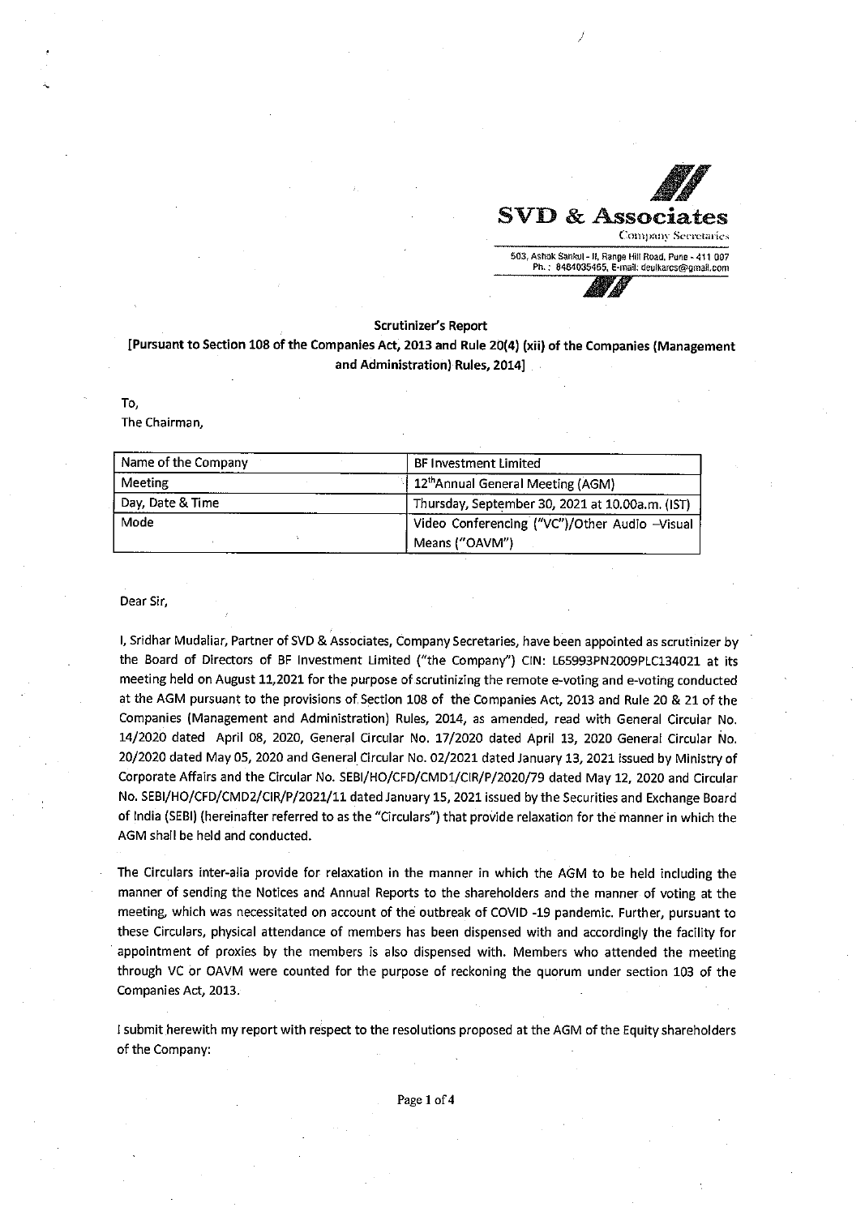**SVD & Associates**

Company Secretaries

503, Ashok Sankul - II, Range Hill Road, Pune - 411 007
Ph. : 8484035465, E-mail: deulkarcs@gmail.com

## Scrutinizer's Report

**[Pursuant to Section 108 of the Companies Act, 2013 and Rule 20(4) (xii) of the Companies (Management and Administration) Rules, 2014]**

To,
The Chairman,

| Name of the Company | BF Investment Limited |
|---|---|
| Meeting | 12thAnnual General Meeting (AGM) |
| Day, Date & Time | Thursday, September 30, 2021 at 10.00a.m. (IST) |
| Mode | Video Conferencing ("VC")/Other Audio –Visual Means ("OAVM") |

Dear Sir,

I, Sridhar Mudaliar, Partner of SVD & Associates, Company Secretaries, have been appointed as scrutinizer by the Board of Directors of BF Investment Limited ("the Company") CIN: L65993PN2009PLC134021 at its meeting held on August 11,2021 for the purpose of scrutinizing the remote e-voting and e-voting conducted at the AGM pursuant to the provisions of Section 108 of the Companies Act, 2013 and Rule 20 & 21 of the Companies (Management and Administration) Rules, 2014, as amended, read with General Circular No. 14/2020 dated April 08, 2020, General Circular No. 17/2020 dated April 13, 2020 General Circular No. 20/2020 dated May 05, 2020 and General Circular No. 02/2021 dated January 13, 2021 issued by Ministry of Corporate Affairs and the Circular No. SEBI/HO/CFD/CMD1/CIR/P/2020/79 dated May 12, 2020 and Circular No. SEBI/HO/CFD/CMD2/CIR/P/2021/11 dated January 15, 2021 issued by the Securities and Exchange Board of India (SEBI) (hereinafter referred to as the "Circulars") that provide relaxation for the manner in which the AGM shall be held and conducted.

The Circulars inter-alia provide for relaxation in the manner in which the AGM to be held including the manner of sending the Notices and Annual Reports to the shareholders and the manner of voting at the meeting, which was necessitated on account of the outbreak of COVID -19 pandemic. Further, pursuant to these Circulars, physical attendance of members has been dispensed with and accordingly the facility for appointment of proxies by the members is also dispensed with. Members who attended the meeting through VC or OAVM were counted for the purpose of reckoning the quorum under section 103 of the Companies Act, 2013.

I submit herewith my report with respect to the resolutions proposed at the AGM of the Equity shareholders of the Company: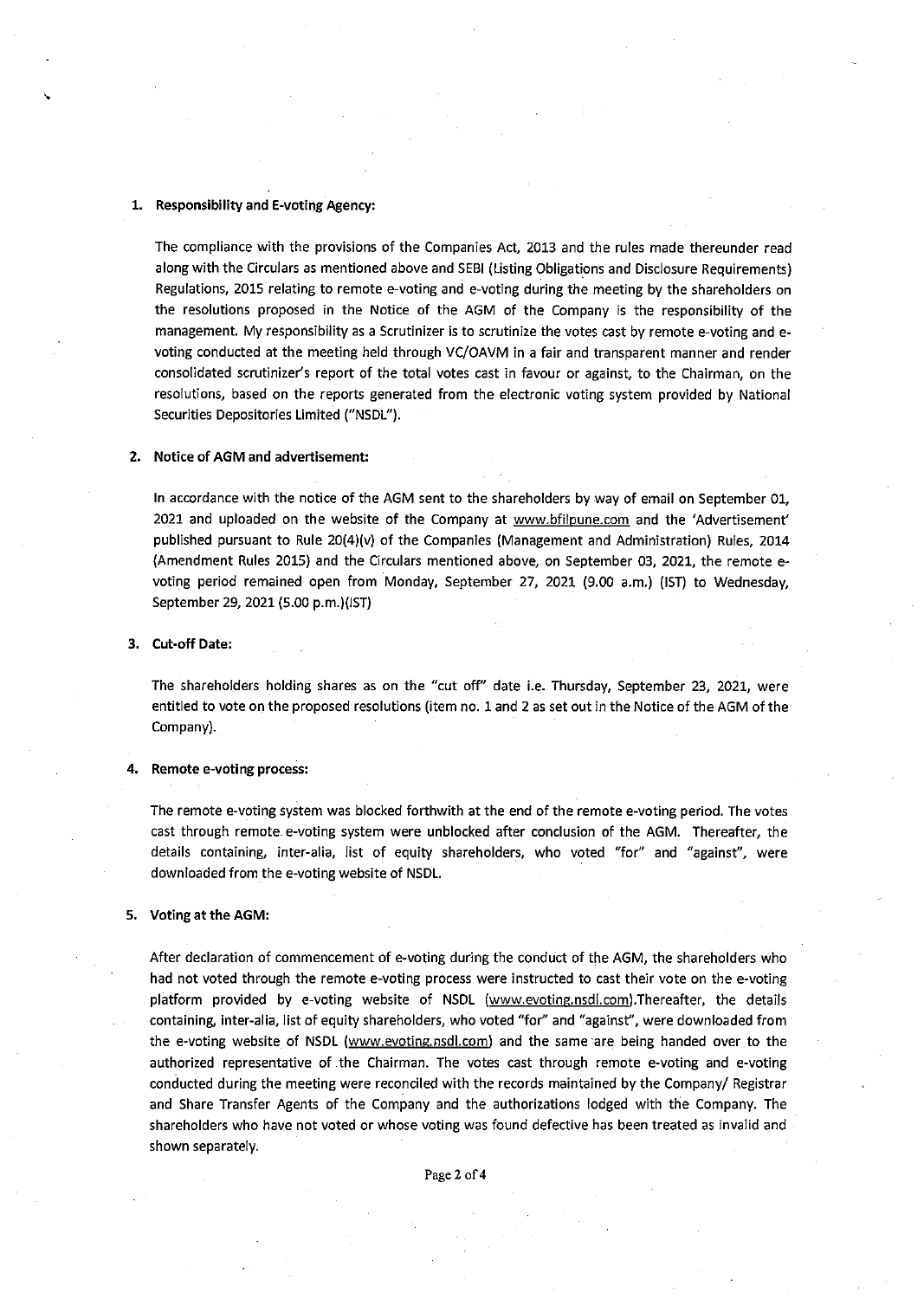1. **Responsibility and E-voting Agency:**

   The compliance with the provisions of the Companies Act, 2013 and the rules made thereunder read along with the Circulars as mentioned above and SEBI (Listing Obligations and Disclosure Requirements) Regulations, 2015 relating to remote e-voting and e-voting during the meeting by the shareholders on the resolutions proposed in the Notice of the AGM of the Company is the responsibility of the management. My responsibility as a Scrutinizer is to scrutinize the votes cast by remote e-voting and e-voting conducted at the meeting held through VC/OAVM in a fair and transparent manner and render consolidated scrutinizer's report of the total votes cast in favour or against, to the Chairman, on the resolutions, based on the reports generated from the electronic voting system provided by National Securities Depositories Limited ("NSDL").

2. **Notice of AGM and advertisement:**

   In accordance with the notice of the AGM sent to the shareholders by way of email on September 01, 2021 and uploaded on the website of the Company at www.bfilpune.com and the 'Advertisement' published pursuant to Rule 20(4)(v) of the Companies (Management and Administration) Rules, 2014 (Amendment Rules 2015) and the Circulars mentioned above, on September 03, 2021, the remote e-voting period remained open from Monday, September 27, 2021 (9.00 a.m.) (IST) to Wednesday, September 29, 2021 (5.00 p.m.)(IST)

3. **Cut-off Date:**

   The shareholders holding shares as on the "cut off" date i.e. Thursday, September 23, 2021, were entitled to vote on the proposed resolutions (item no. 1 and 2 as set out in the Notice of the AGM of the Company).

4. **Remote e-voting process:**

   The remote e-voting system was blocked forthwith at the end of the remote e-voting period. The votes cast through remote e-voting system were unblocked after conclusion of the AGM. Thereafter, the details containing, inter-alia, list of equity shareholders, who voted "for" and "against", were downloaded from the e-voting website of NSDL.

5. **Voting at the AGM:**

   After declaration of commencement of e-voting during the conduct of the AGM, the shareholders who had not voted through the remote e-voting process were instructed to cast their vote on the e-voting platform provided by e-voting website of NSDL (www.evoting.nsdl.com).Thereafter, the details containing, inter-alia, list of equity shareholders, who voted "for" and "against", were downloaded from the e-voting website of NSDL (www.evoting.nsdl.com) and the same are being handed over to the authorized representative of the Chairman. The votes cast through remote e-voting and e-voting conducted during the meeting were reconciled with the records maintained by the Company/ Registrar and Share Transfer Agents of the Company and the authorizations lodged with the Company. The shareholders who have not voted or whose voting was found defective has been treated as invalid and shown separately.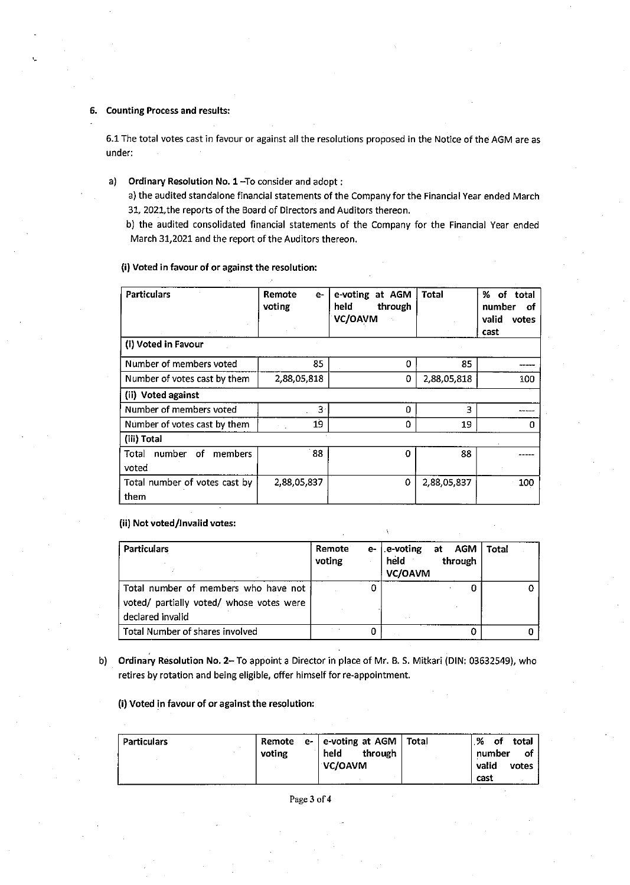## 6. Counting Process and results:

6.1 The total votes cast in favour or against all the resolutions proposed in the Notice of the AGM are as under:

a) **Ordinary Resolution No. 1** –To consider and adopt :

a) the audited standalone financial statements of the Company for the Financial Year ended March 31, 2021,the reports of the Board of Directors and Auditors thereon.

b) the audited consolidated financial statements of the Company for the Financial Year ended March 31,2021 and the report of the Auditors thereon.

**(i) Voted in favour of or against the resolution:**

| Particulars | Remote e-voting | e-voting at AGM held through VC/OAVM | Total | % of total number of valid votes cast |
|---|---|---|---|---|
| **(i) Voted in Favour** | | | | |
| Number of members voted | 85 | 0 | 85 | ----- |
| Number of votes cast by them | 2,88,05,818 | 0 | 2,88,05,818 | 100 |
| **(ii) Voted against** | | | | |
| Number of members voted | 3 | 0 | 3 | ----- |
| Number of votes cast by them | 19 | 0 | 19 | 0 |
| **(iii) Total** | | | | |
| Total number of members voted | 88 | 0 | 88 | ----- |
| Total number of votes cast by them | 2,88,05,837 | 0 | 2,88,05,837 | 100 |

**(ii) Not voted/Invalid votes:**

| Particulars | Remote e-voting | e-voting at AGM held through VC/OAVM | Total |
|---|---|---|---|
| Total number of members who have not voted/ partially voted/ whose votes were declared invalid | 0 | 0 | 0 |
| Total Number of shares involved | 0 | 0 | 0 |

b) **Ordinary Resolution No. 2**– To appoint a Director in place of Mr. B. S. Mitkari (DIN: 03632549), who retires by rotation and being eligible, offer himself for re-appointment.

**(i) Voted in favour of or against the resolution:**

| Particulars | Remote e-voting | e-voting at AGM held through VC/OAVM | Total | % of total number of valid votes cast |
|---|---|---|---|---|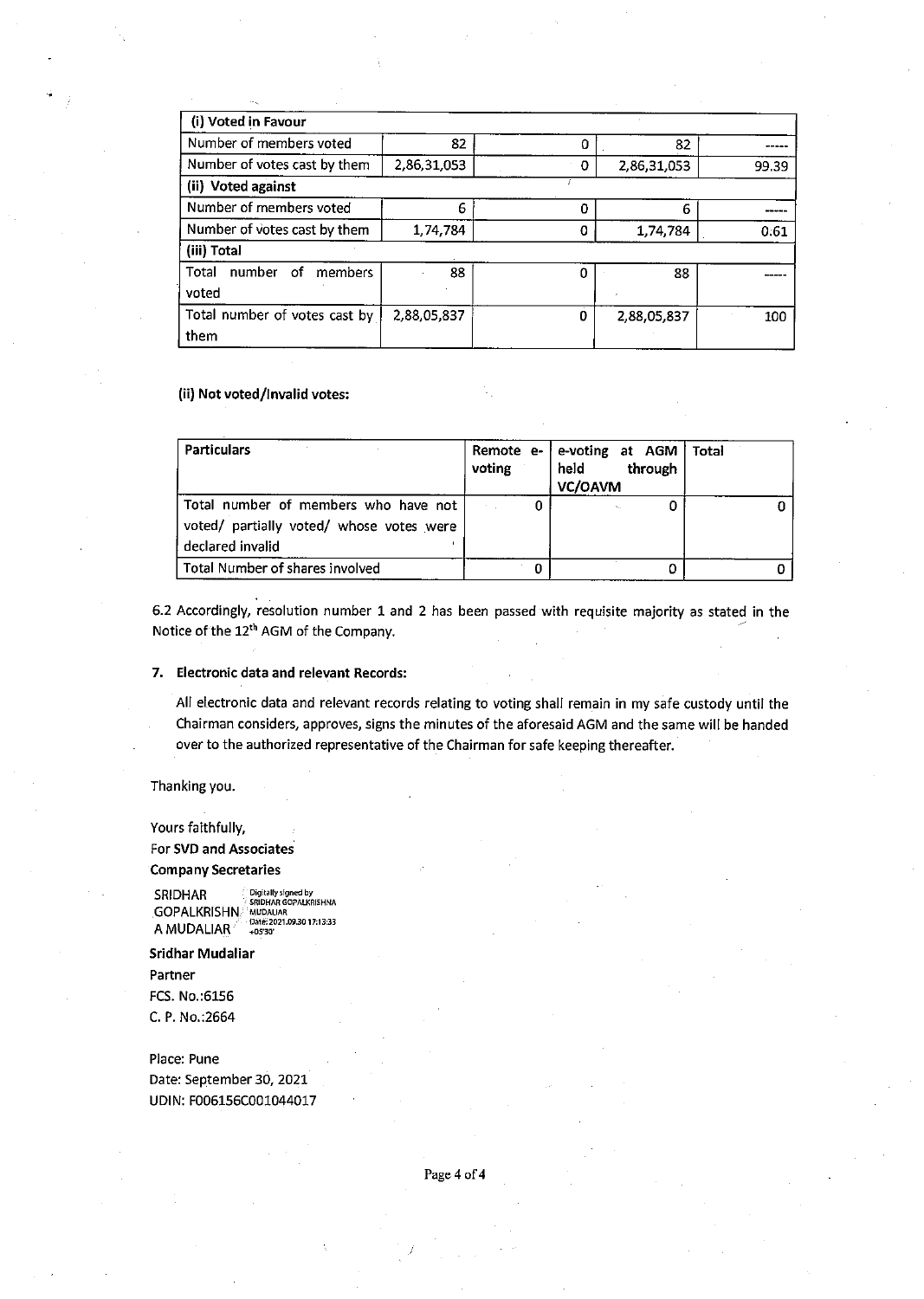| | | | | |
|---|---|---|---|---|
| **(i) Voted in Favour** | | | | |
| Number of members voted | 82 | 0 | 82 | ----- |
| Number of votes cast by them | 2,86,31,053 | 0 | 2,86,31,053 | 99.39 |
| **(ii) Voted against** | | | | |
| Number of members voted | 6 | 0 | 6 | ----- |
| Number of votes cast by them | 1,74,784 | 0 | 1,74,784 | 0.61 |
| **(iii) Total** | | | | |
| Total number of members voted | 88 | 0 | 88 | ----- |
| Total number of votes cast by them | 2,88,05,837 | 0 | 2,88,05,837 | 100 |

**(ii) Not voted/Invalid votes:**

| Particulars | Remote e-voting | e-voting at AGM held through VC/OAVM | Total |
|---|---|---|---|
| Total number of members who have not voted/ partially voted/ whose votes were declared invalid | 0 | 0 | 0 |
| Total Number of shares involved | 0 | 0 | 0 |

6.2 Accordingly, resolution number 1 and 2 has been passed with requisite majority as stated in the Notice of the 12th AGM of the Company.

**7. Electronic data and relevant Records:**

All electronic data and relevant records relating to voting shall remain in my safe custody until the Chairman considers, approves, signs the minutes of the aforesaid AGM and the same will be handed over to the authorized representative of the Chairman for safe keeping thereafter.

Thanking you.

Yours faithfully,
For **SVD and Associates**
**Company Secretaries**

SRIDHAR GOPALKRISHNA MUDALIAR
Digitally signed by SRIDHAR GOPALKRISHNA MUDALIAR
Date: 2021.09.30 17:13:33 +05'30'

**Sridhar Mudaliar**
Partner
FCS. No.:6156
C. P. No.:2664

Place: Pune
Date: September 30, 2021
UDIN: F006156C001044017